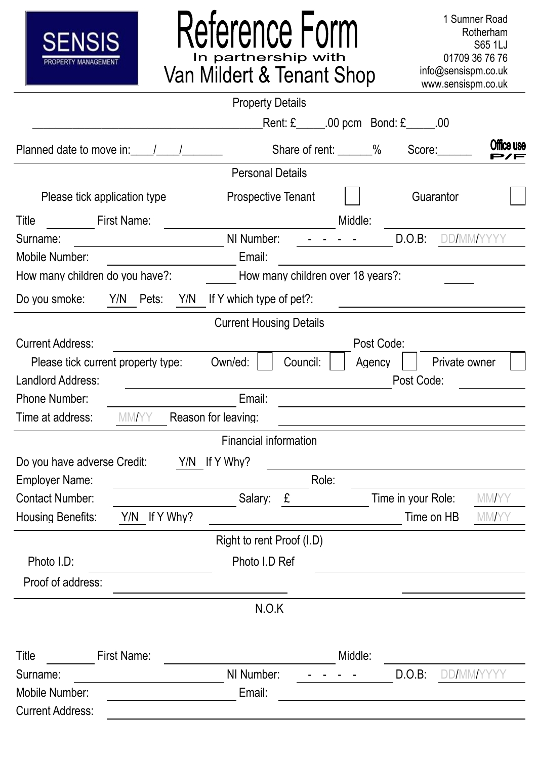SENSIS
PROPERTY MANAGEMENT

# Reference Form

In partnership with

Van Mildert & Tenant Shop

1 Sumner Road
Rotherham
S65 1LJ
01709 36 76 76
info@sensispm.co.uk
www.sensispm.co.uk

## Property Details

________________________________________ Rent: £_____.00 pcm Bond: £_____.00

Planned date to move in:____/____/_______ Share of rent: ______% Score:______ **Office use P/F**

## Personal Details

Please tick application type Prospective Tenant ☐ Guarantor ☐

Title ________ First Name: ______________________ Middle: ______________________

Surname: ______________________ NI Number: - - - - D.O.B: DD/MM/YYYY

Mobile Number: ______________________ Email: ______________________

How many children do you have?: _____ How many children over 18 years?: _____

Do you smoke: Y/N Pets: Y/N If Y which type of pet?: ______________________

## Current Housing Details

Current Address: ______________________ Post Code: ____________

Please tick current property type: Own/ed: ☐ Council: ☐ Agency ☐ Private owner ☐

Landlord Address: ______________________ Post Code: ____________

Phone Number: ______________________ Email: ______________________

Time at address: MM/YY Reason for leaving: ______________________

## Financial information

Do you have adverse Credit: Y/N If Y Why? ______________________

Employer Name: ______________________ Role: ______________________

Contact Number: ______________________ Salary: £ ____________ Time in your Role: MM/YY

Housing Benefits: Y/N If Y Why? ______________________ Time on HB MM/YY

## Right to rent Proof (I.D)

Photo I.D: ______________________ Photo I.D Ref ______________________

Proof of address: ______________________ ______________________

## N.O.K

Title ________ First Name: ______________________ Middle: ______________________

Surname: ______________________ NI Number: - - - - D.O.B: DD/MM/YYYY

Mobile Number: ______________________ Email: ______________________

Current Address: ______________________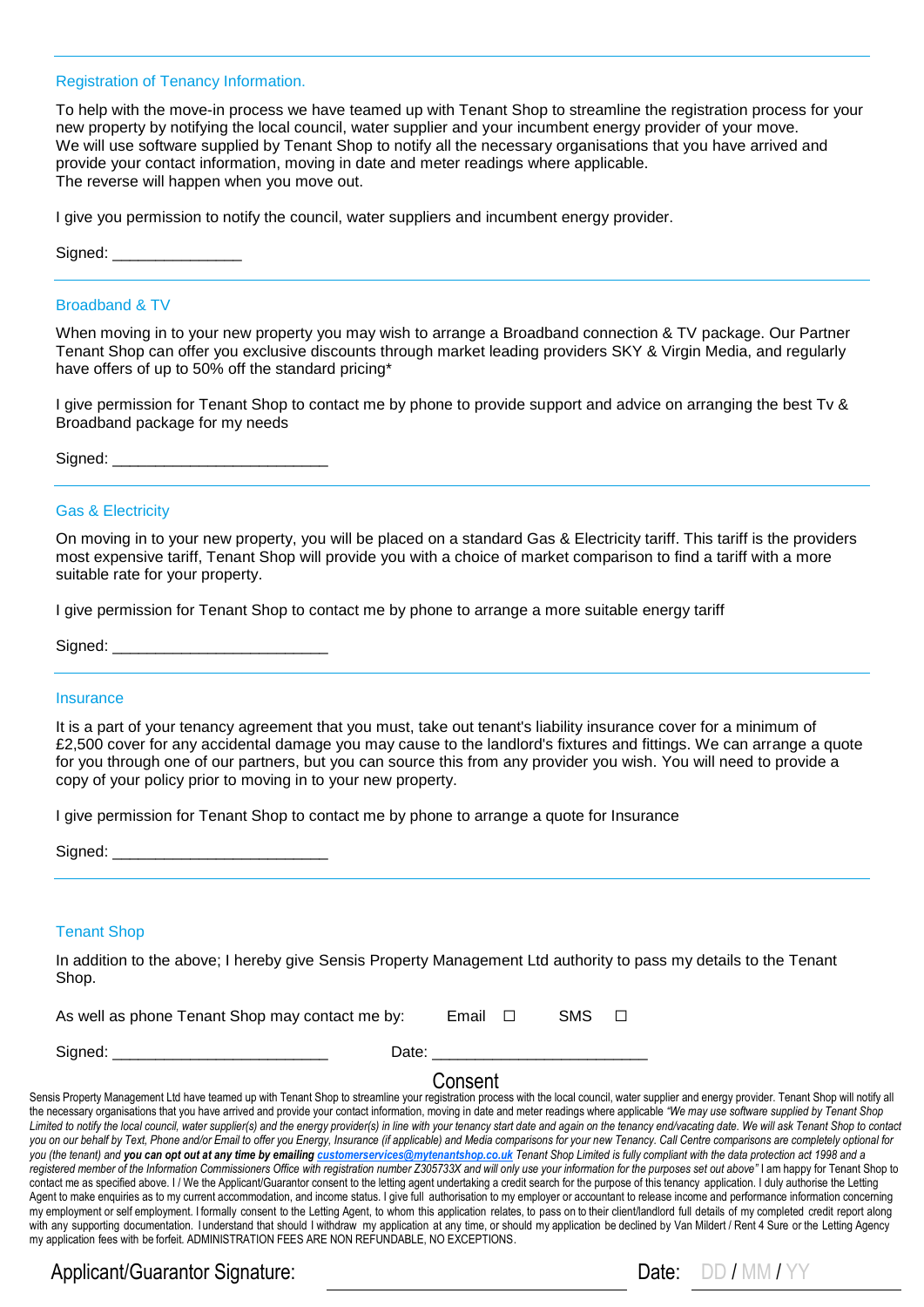## Registration of Tenancy Information.

To help with the move-in process we have teamed up with Tenant Shop to streamline the registration process for your new property by notifying the local council, water supplier and your incumbent energy provider of your move.
We will use software supplied by Tenant Shop to notify all the necessary organisations that you have arrived and provide your contact information, moving in date and meter readings where applicable.
The reverse will happen when you move out.

I give you permission to notify the council, water suppliers and incumbent energy provider.

Signed: _______________

## Broadband & TV

When moving in to your new property you may wish to arrange a Broadband connection & TV package. Our Partner Tenant Shop can offer you exclusive discounts through market leading providers SKY & Virgin Media, and regularly have offers of up to 50% off the standard pricing*

I give permission for Tenant Shop to contact me by phone to provide support and advice on arranging the best Tv & Broadband package for my needs

Signed: _________________________

## Gas & Electricity

On moving in to your new property, you will be placed on a standard Gas & Electricity tariff. This tariff is the providers most expensive tariff, Tenant Shop will provide you with a choice of market comparison to find a tariff with a more suitable rate for your property.

I give permission for Tenant Shop to contact me by phone to arrange a more suitable energy tariff

Signed: _________________________

## Insurance

It is a part of your tenancy agreement that you must, take out tenant's liability insurance cover for a minimum of £2,500 cover for any accidental damage you may cause to the landlord's fixtures and fittings. We can arrange a quote for you through one of our partners, but you can source this from any provider you wish. You will need to provide a copy of your policy prior to moving in to your new property.

I give permission for Tenant Shop to contact me by phone to arrange a quote for Insurance

Signed: _________________________

## Tenant Shop

In addition to the above; I hereby give Sensis Property Management Ltd authority to pass my details to the Tenant Shop.

As well as phone Tenant Shop may contact me by: Email ☐ SMS ☐

Signed: _________________________ Date: _________________________

## Consent

Sensis Property Management Ltd have teamed up with Tenant Shop to streamline your registration process with the local council, water supplier and energy provider. Tenant Shop will notify all the necessary organisations that you have arrived and provide your contact information, moving in date and meter readings where applicable *"We may use software supplied by Tenant Shop Limited to notify the local council, water supplier(s) and the energy provider(s) in line with your tenancy start date and again on the tenancy end/vacating date. We will ask Tenant Shop to contact you on our behalf by Text, Phone and/or Email to offer you Energy, Insurance (if applicable) and Media comparisons for your new Tenancy. Call Centre comparisons are completely optional for you (the tenant) and **you can opt out at any time by emailing customerservices@mytenantshop.co.uk** Tenant Shop Limited is fully compliant with the data protection act 1998 and a registered member of the Information Commissioners Office with registration number Z305733X and will only use your information for the purposes set out above"* I am happy for Tenant Shop to contact me as specified above. I / We the Applicant/Guarantor consent to the letting agent undertaking a credit search for the purpose of this tenancy application. I duly authorise the Letting Agent to make enquiries as to my current accommodation, and income status. I give full authorisation to my employer or accountant to release income and performance information concerning my employment or self employment. I formally consent to the Letting Agent, to whom this application relates, to pass on to their client/landlord full details of my completed credit report along with any supporting documentation. I understand that should I withdraw my application at any time, or should my application be declined by Van Mildert / Rent 4 Sure or the Letting Agency my application fees with be forfeit. ADMINISTRATION FEES ARE NON REFUNDABLE, NO EXCEPTIONS.

Applicant/Guarantor Signature: _________________________ Date: DD / MM / YY